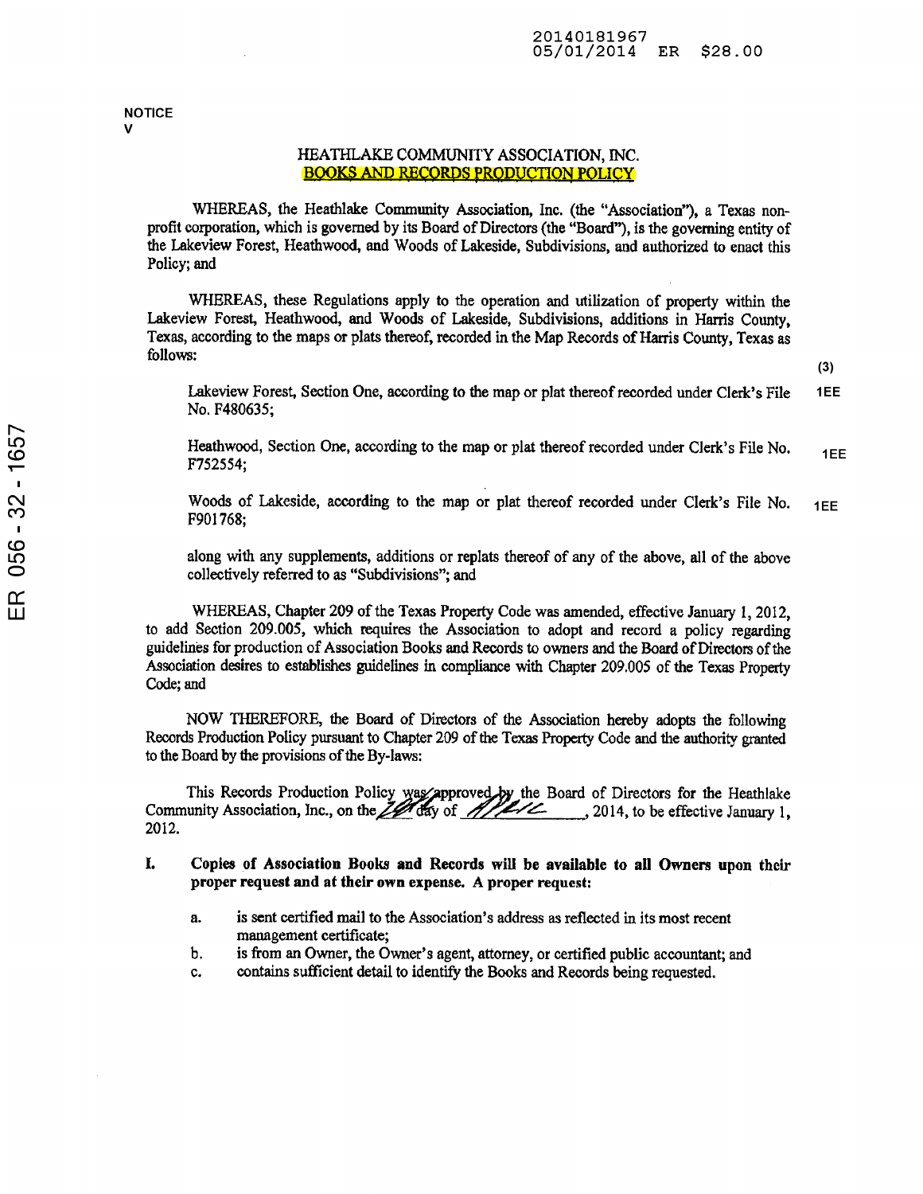20140181967
05/01/2014 ER $28.00

NOTICE
V

# HEATHLAKE COMMUNITY ASSOCIATION, INC.
## BOOKS AND RECORDS PRODUCTION POLICY

WHEREAS, the Heathlake Community Association, Inc. (the "Association"), a Texas non-profit corporation, which is governed by its Board of Directors (the "Board"), is the governing entity of the Lakeview Forest, Heathwood, and Woods of Lakeside, Subdivisions, and authorized to enact this Policy; and

WHEREAS, these Regulations apply to the operation and utilization of property within the Lakeview Forest, Heathwood, and Woods of Lakeside, Subdivisions, additions in Harris County, Texas, according to the maps or plats thereof, recorded in the Map Records of Harris County, Texas as follows:

(3)

Lakeview Forest, Section One, according to the map or plat thereof recorded under Clerk's File No. F480635; 1EE

Heathwood, Section One, according to the map or plat thereof recorded under Clerk's File No. F752554; 1EE

Woods of Lakeside, according to the map or plat thereof recorded under Clerk's File No. F901768; 1EE

along with any supplements, additions or replats thereof of any of the above, all of the above collectively referred to as "Subdivisions"; and

WHEREAS, Chapter 209 of the Texas Property Code was amended, effective January 1, 2012, to add Section 209.005, which requires the Association to adopt and record a policy regarding guidelines for production of Association Books and Records to owners and the Board of Directors of the Association desires to establishes guidelines in compliance with Chapter 209.005 of the Texas Property Code; and

NOW THEREFORE, the Board of Directors of the Association hereby adopts the following Records Production Policy pursuant to Chapter 209 of the Texas Property Code and the authority granted to the Board by the provisions of the By-laws:

This Records Production Policy was approved by the Board of Directors for the Heathlake Community Association, Inc., on the 26th day of April, 2014, to be effective January 1, 2012.

**I. Copies of Association Books and Records will be available to all Owners upon their proper request and at their own expense. A proper request:**

a. is sent certified mail to the Association's address as reflected in its most recent management certificate;
b. is from an Owner, the Owner's agent, attorney, or certified public accountant; and
c. contains sufficient detail to identify the Books and Records being requested.

ER 056 - 32 - 1657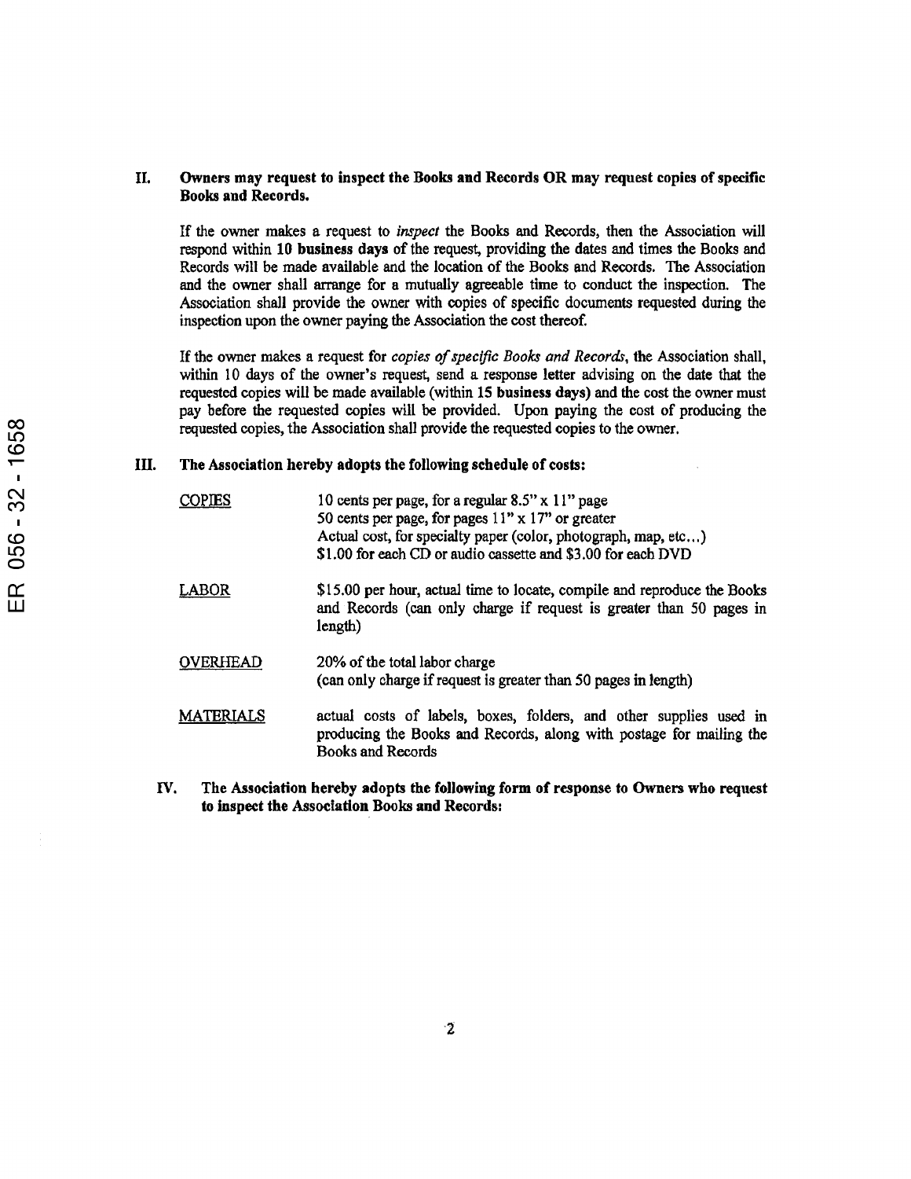**II. Owners may request to inspect the Books and Records OR may request copies of specific Books and Records.**

If the owner makes a request to *inspect* the Books and Records, then the Association will respond within **10 business days** of the request, providing the dates and times the Books and Records will be made available and the location of the Books and Records. The Association and the owner shall arrange for a mutually agreeable time to conduct the inspection. The Association shall provide the owner with copies of specific documents requested during the inspection upon the owner paying the Association the cost thereof.

If the owner makes a request for *copies of specific Books and Records*, the Association shall, within 10 days of the owner's request, send a response letter advising on the date that the requested copies will be made available (within **15 business days**) and the cost the owner must pay before the requested copies will be provided. Upon paying the cost of producing the requested copies, the Association shall provide the requested copies to the owner.

**III. The Association hereby adopts the following schedule of costs:**

| | |
|---|---|
| COPIES | 10 cents per page, for a regular 8.5" x 11" page<br>50 cents per page, for pages 11" x 17" or greater<br>Actual cost, for specialty paper (color, photograph, map, etc...)<br>$1.00 for each CD or audio cassette and $3.00 for each DVD |
| LABOR | $15.00 per hour, actual time to locate, compile and reproduce the Books and Records (can only charge if request is greater than 50 pages in length) |
| OVERHEAD | 20% of the total labor charge<br>(can only charge if request is greater than 50 pages in length) |
| MATERIALS | actual costs of labels, boxes, folders, and other supplies used in producing the Books and Records, along with postage for mailing the Books and Records |

**IV. The Association hereby adopts the following form of response to Owners who request to inspect the Association Books and Records:**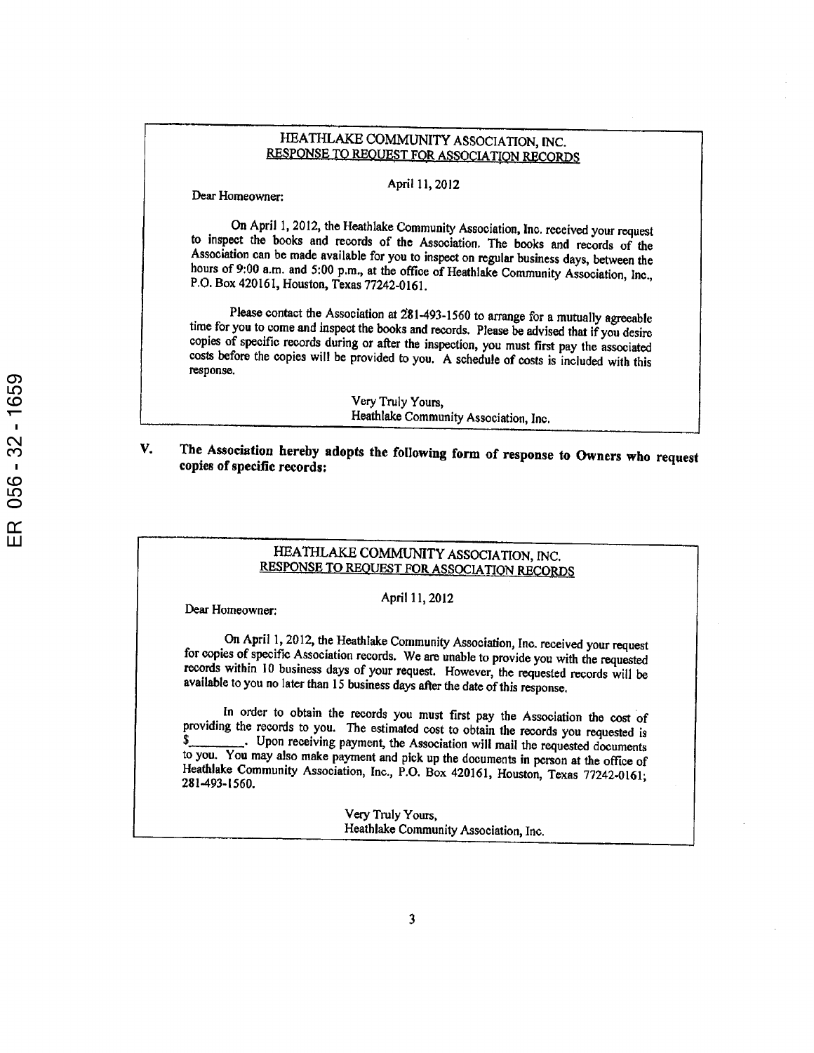HEATHLAKE COMMUNITY ASSOCIATION, INC.
RESPONSE TO REQUEST FOR ASSOCIATION RECORDS

April 11, 2012

Dear Homeowner:

On April 1, 2012, the Heathlake Community Association, Inc. received your request to inspect the books and records of the Association. The books and records of the Association can be made available for you to inspect on regular business days, between the hours of 9:00 a.m. and 5:00 p.m., at the office of Heathlake Community Association, Inc., P.O. Box 420161, Houston, Texas 77242-0161.

Please contact the Association at 281-493-1560 to arrange for a mutually agreeable time for you to come and inspect the books and records. Please be advised that if you desire copies of specific records during or after the inspection, you must first pay the associated costs before the copies will be provided to you. A schedule of costs is included with this response.

Very Truly Yours,
Heathlake Community Association, Inc.

**V. The Association hereby adopts the following form of response to Owners who request copies of specific records:**

HEATHLAKE COMMUNITY ASSOCIATION, INC.
RESPONSE TO REQUEST FOR ASSOCIATION RECORDS

April 11, 2012

Dear Homeowner:

On April 1, 2012, the Heathlake Community Association, Inc. received your request for copies of specific Association records. We are unable to provide you with the requested records within 10 business days of your request. However, the requested records will be available to you no later than 15 business days after the date of this response.

In order to obtain the records you must first pay the Association the cost of providing the records to you. The estimated cost to obtain the records you requested is $________. Upon receiving payment, the Association will mail the requested documents to you. You may also make payment and pick up the documents in person at the office of Heathlake Community Association, Inc., P.O. Box 420161, Houston, Texas 77242-0161; 281-493-1560.

Very Truly Yours,
Heathlake Community Association, Inc.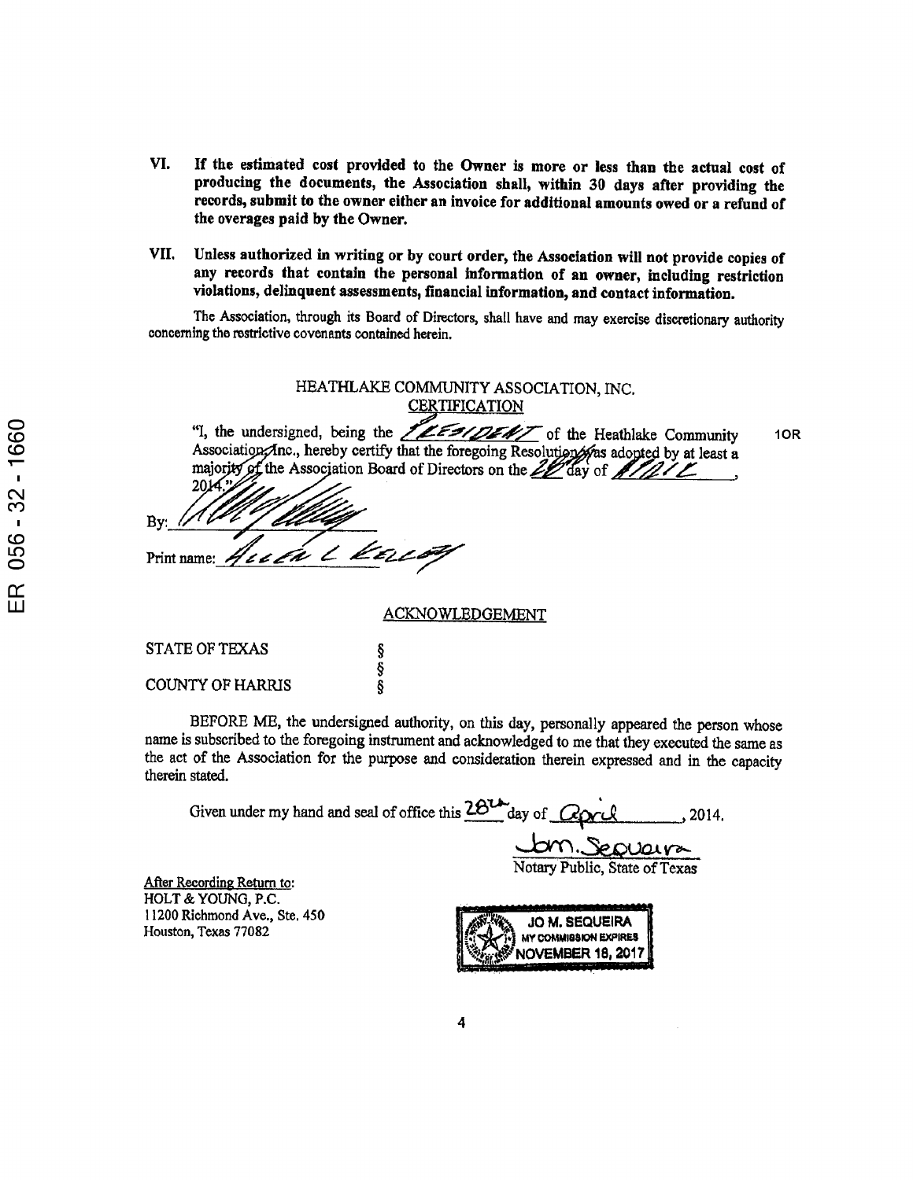**VI. If the estimated cost provided to the Owner is more or less than the actual cost of producing the documents, the Association shall, within 30 days after providing the records, submit to the owner either an invoice for additional amounts owed or a refund of the overages paid by the Owner.**

**VII. Unless authorized in writing or by court order, the Association will not provide copies of any records that contain the personal information of an owner, including restriction violations, delinquent assessments, financial information, and contact information.**

The Association, through its Board of Directors, shall have and may exercise discretionary authority concerning the restrictive covenants contained herein.

HEATHLAKE COMMUNITY ASSOCIATION, INC.

CERTIFICATION

"I, the undersigned, being the PRESIDENT of the Heathlake Community Association, Inc., hereby certify that the foregoing Resolution was adopted by at least a majority of the Association Board of Directors on the 28 day of APRIL, 2014."

By: ____________________

Print name: Allen L Kelley

ACKNOWLEDGEMENT

STATE OF TEXAS §

§

COUNTY OF HARRIS §

BEFORE ME, the undersigned authority, on this day, personally appeared the person whose name is subscribed to the foregoing instrument and acknowledged to me that they executed the same as the act of the Association for the purpose and consideration therein expressed and in the capacity therein stated.

Given under my hand and seal of office this 28th day of April, 2014.

Jo M. Sequeira

Notary Public, State of Texas

JO M. SEQUEIRA
MY COMMISSION EXPIRES
NOVEMBER 18, 2017

After Recording Return to:
HOLT & YOUNG, P.C.
11200 Richmond Ave., Ste. 450
Houston, Texas 77082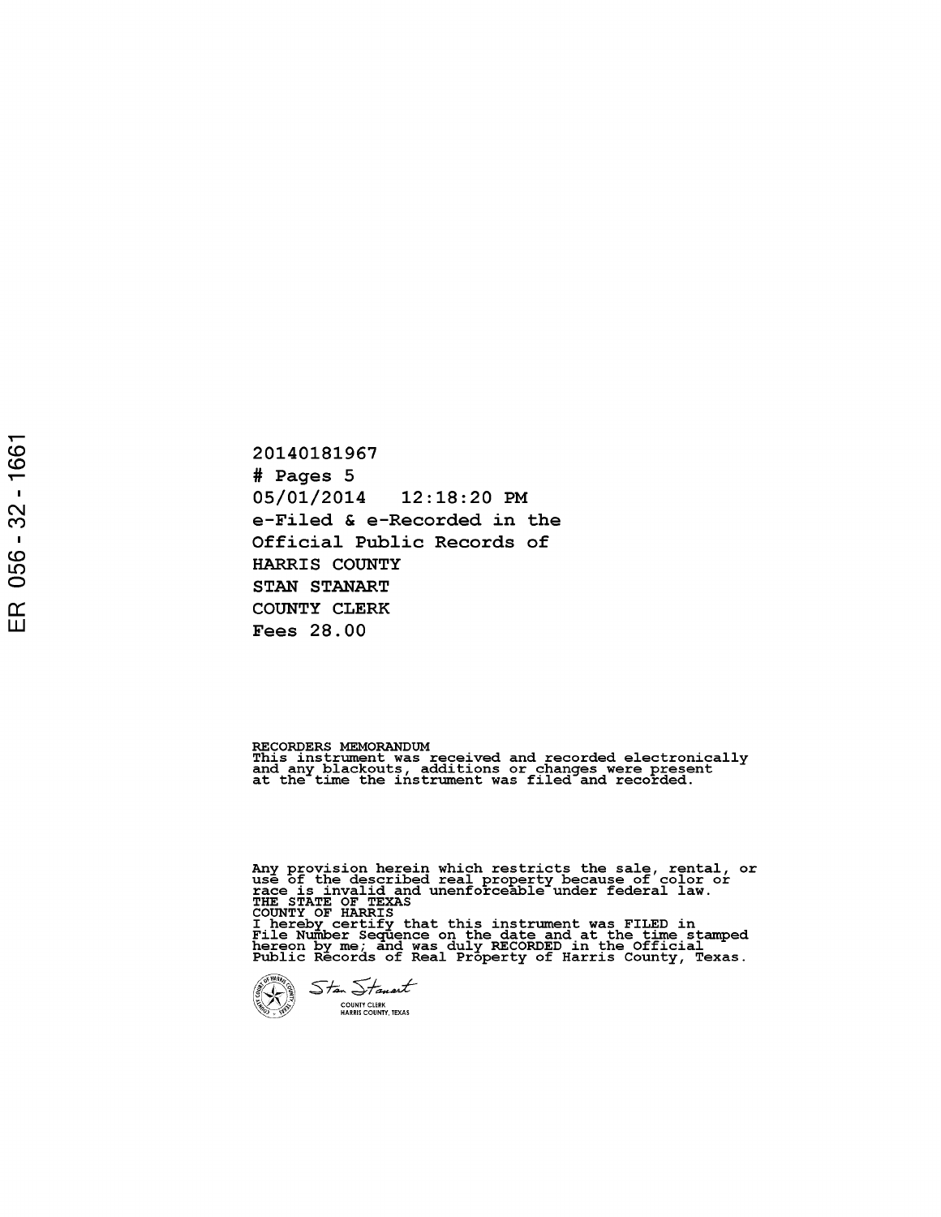ER 056 - 32 - 1661

**20140181967**
**# Pages 5**
**05/01/2014 12:18:20 PM**
**e-Filed & e-Recorded in the**
**Official Public Records of**
**HARRIS COUNTY**
**STAN STANART**
**COUNTY CLERK**
**Fees 28.00**

RECORDERS MEMORANDUM
This instrument was received and recorded electronically and any blackouts, additions or changes were present at the time the instrument was filed and recorded.

Any provision herein which restricts the sale, rental, or use of the described real property because of color or race is invalid and unenforceable under federal law.
THE STATE OF TEXAS
COUNTY OF HARRIS
I hereby certify that this instrument was FILED in File Number Sequence on the date and at the time stamped hereon by me; and was duly RECORDED in the Official Public Records of Real Property of Harris County, Texas.

Stan Stanart
COUNTY CLERK
HARRIS COUNTY, TEXAS